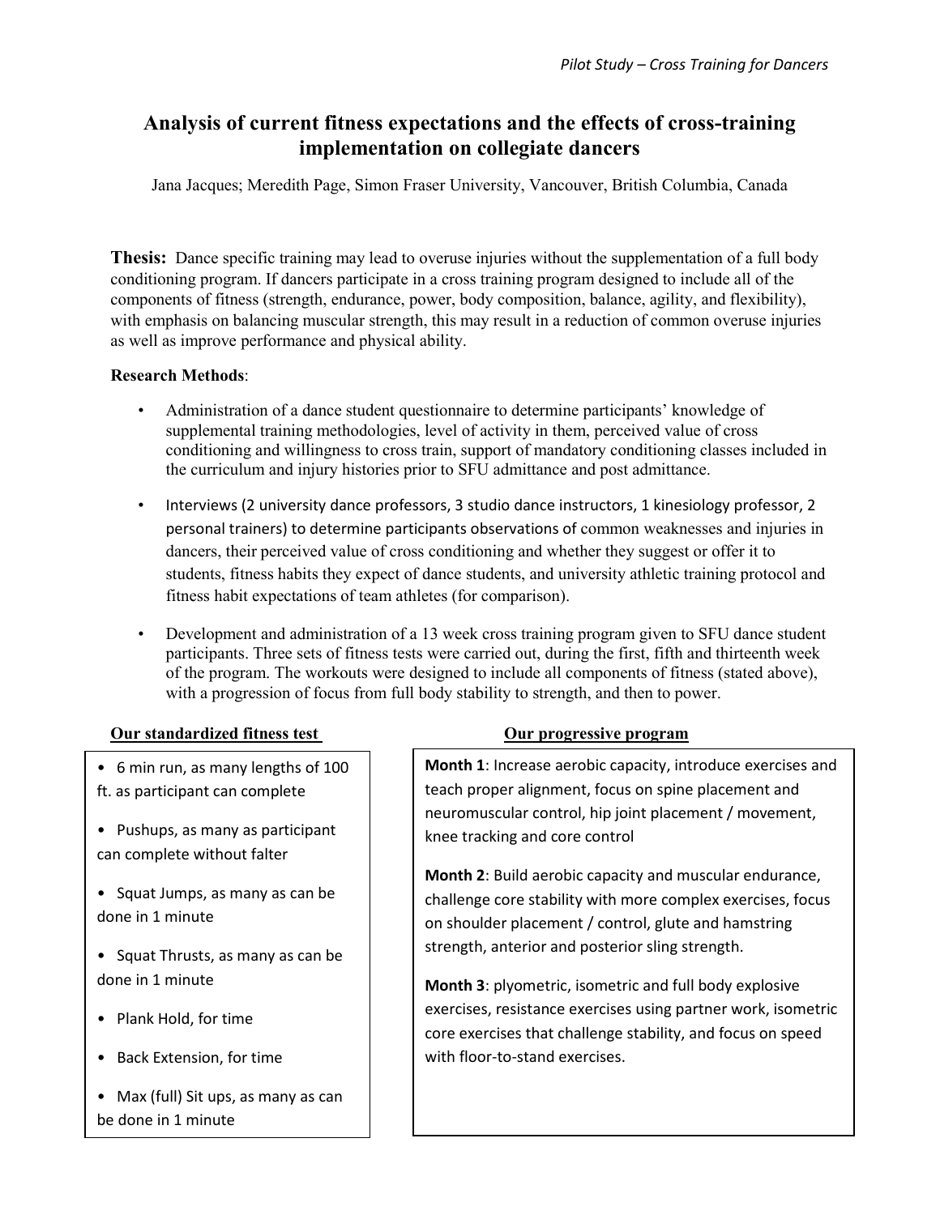# Analysis of current fitness expectations and the effects of cross-training implementation on collegiate dancers

Jana Jacques; Meredith Page, Simon Fraser University, Vancouver, British Columbia, Canada

**Thesis:** Dance specific training may lead to overuse injuries without the supplementation of a full body conditioning program. If dancers participate in a cross training program designed to include all of the components of fitness (strength, endurance, power, body composition, balance, agility, and flexibility), with emphasis on balancing muscular strength, this may result in a reduction of common overuse injuries as well as improve performance and physical ability.

**Research Methods**:

- Administration of a dance student questionnaire to determine participants' knowledge of supplemental training methodologies, level of activity in them, perceived value of cross conditioning and willingness to cross train, support of mandatory conditioning classes included in the curriculum and injury histories prior to SFU admittance and post admittance.
- Interviews (2 university dance professors, 3 studio dance instructors, 1 kinesiology professor, 2 personal trainers) to determine participants observations of common weaknesses and injuries in dancers, their perceived value of cross conditioning and whether they suggest or offer it to students, fitness habits they expect of dance students, and university athletic training protocol and fitness habit expectations of team athletes (for comparison).
- Development and administration of a 13 week cross training program given to SFU dance student participants. Three sets of fitness tests were carried out, during the first, fifth and thirteenth week of the program. The workouts were designed to include all components of fitness (stated above), with a progression of focus from full body stability to strength, and then to power.

**Our standardized fitness test**

- 6 min run, as many lengths of 100 ft. as participant can complete
- Pushups, as many as participant can complete without falter
- Squat Jumps, as many as can be done in 1 minute
- Squat Thrusts, as many as can be done in 1 minute
- Plank Hold, for time
- Back Extension, for time
- Max (full) Sit ups, as many as can be done in 1 minute

**Our progressive program**

**Month 1**: Increase aerobic capacity, introduce exercises and teach proper alignment, focus on spine placement and neuromuscular control, hip joint placement / movement, knee tracking and core control

**Month 2**: Build aerobic capacity and muscular endurance, challenge core stability with more complex exercises, focus on shoulder placement / control, glute and hamstring strength, anterior and posterior sling strength.

**Month 3**: plyometric, isometric and full body explosive exercises, resistance exercises using partner work, isometric core exercises that challenge stability, and focus on speed with floor-to-stand exercises.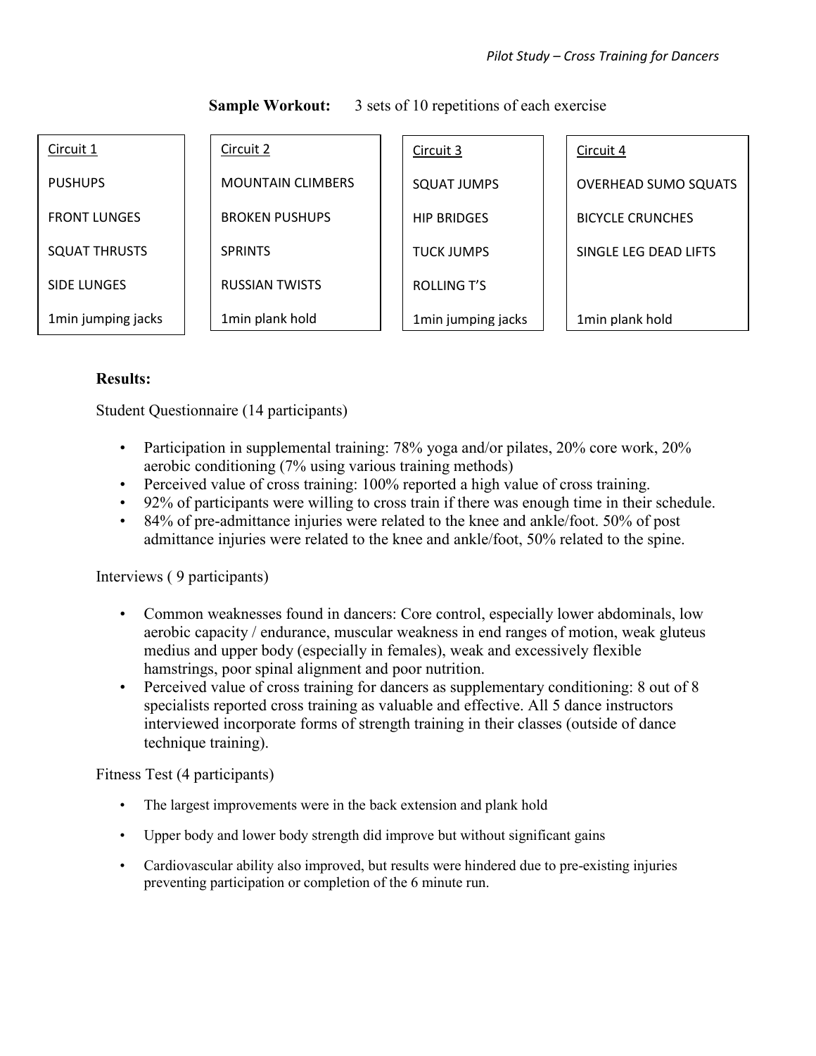**Sample Workout:** 3 sets of 10 repetitions of each exercise

| Circuit 1 | Circuit 2 | Circuit 3 | Circuit 4 |
|---|---|---|---|
| PUSHUPS | MOUNTAIN CLIMBERS | SQUAT JUMPS | OVERHEAD SUMO SQUATS |
| FRONT LUNGES | BROKEN PUSHUPS | HIP BRIDGES | BICYCLE CRUNCHES |
| SQUAT THRUSTS | SPRINTS | TUCK JUMPS | SINGLE LEG DEAD LIFTS |
| SIDE LUNGES | RUSSIAN TWISTS | ROLLING T'S | |
| 1min jumping jacks | 1min plank hold | 1min jumping jacks | 1min plank hold |

**Results:**

Student Questionnaire (14 participants)

- Participation in supplemental training: 78% yoga and/or pilates, 20% core work, 20% aerobic conditioning (7% using various training methods)
- Perceived value of cross training: 100% reported a high value of cross training.
- 92% of participants were willing to cross train if there was enough time in their schedule.
- 84% of pre-admittance injuries were related to the knee and ankle/foot. 50% of post admittance injuries were related to the knee and ankle/foot, 50% related to the spine.

Interviews ( 9 participants)

- Common weaknesses found in dancers: Core control, especially lower abdominals, low aerobic capacity / endurance, muscular weakness in end ranges of motion, weak gluteus medius and upper body (especially in females), weak and excessively flexible hamstrings, poor spinal alignment and poor nutrition.
- Perceived value of cross training for dancers as supplementary conditioning: 8 out of 8 specialists reported cross training as valuable and effective. All 5 dance instructors interviewed incorporate forms of strength training in their classes (outside of dance technique training).

Fitness Test (4 participants)

- The largest improvements were in the back extension and plank hold
- Upper body and lower body strength did improve but without significant gains
- Cardiovascular ability also improved, but results were hindered due to pre-existing injuries preventing participation or completion of the 6 minute run.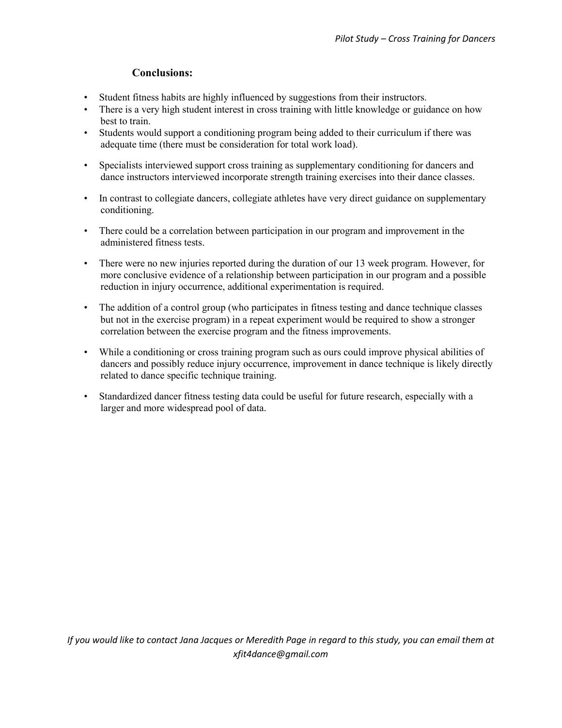### Conclusions:

- Student fitness habits are highly influenced by suggestions from their instructors.
- There is a very high student interest in cross training with little knowledge or guidance on how best to train.
- Students would support a conditioning program being added to their curriculum if there was adequate time (there must be consideration for total work load).
- Specialists interviewed support cross training as supplementary conditioning for dancers and dance instructors interviewed incorporate strength training exercises into their dance classes.
- In contrast to collegiate dancers, collegiate athletes have very direct guidance on supplementary conditioning.
- There could be a correlation between participation in our program and improvement in the administered fitness tests.
- There were no new injuries reported during the duration of our 13 week program. However, for more conclusive evidence of a relationship between participation in our program and a possible reduction in injury occurrence, additional experimentation is required.
- The addition of a control group (who participates in fitness testing and dance technique classes but not in the exercise program) in a repeat experiment would be required to show a stronger correlation between the exercise program and the fitness improvements.
- While a conditioning or cross training program such as ours could improve physical abilities of dancers and possibly reduce injury occurrence, improvement in dance technique is likely directly related to dance specific technique training.
- Standardized dancer fitness testing data could be useful for future research, especially with a larger and more widespread pool of data.

*If you would like to contact Jana Jacques or Meredith Page in regard to this study, you can email them at xfit4dance@gmail.com*